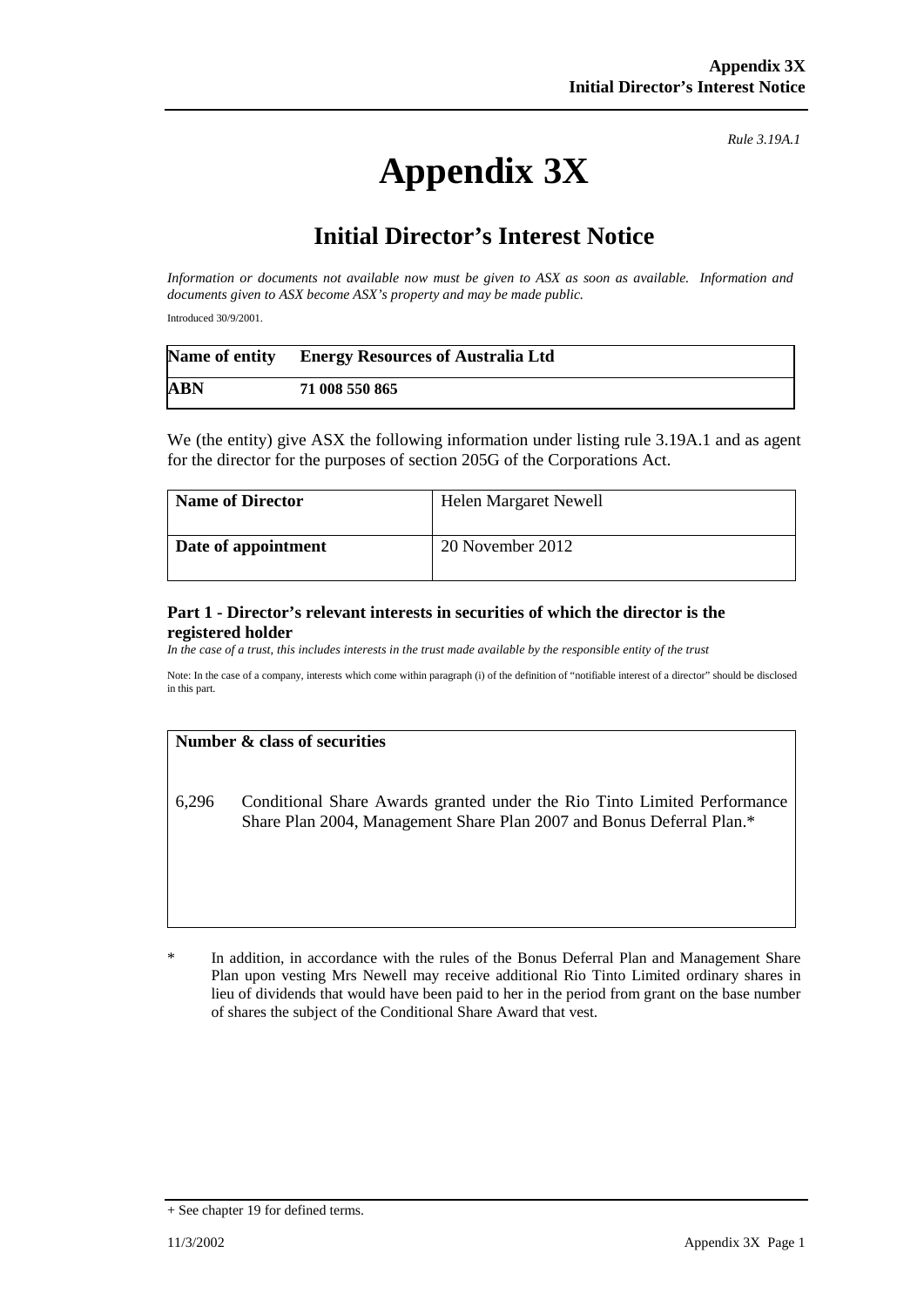*Rule 3.19A.1*

# Appendix 3X

## Initial Director's Interest Notice

*Information or documents not available now must be given to ASX as soon as available. Information and documents given to ASX become ASX's property and may be made public.*

Introduced 30/9/2001.

| **Name of entity** | **Energy Resources of Australia Ltd** |
|---|---|
| **ABN** | **71 008 550 865** |

We (the entity) give ASX the following information under listing rule 3.19A.1 and as agent for the director for the purposes of section 205G of the Corporations Act.

| **Name of Director** | Helen Margaret Newell |
|---|---|
| **Date of appointment** | 20 November 2012 |

### Part 1 - Director's relevant interests in securities of which the director is the registered holder

*In the case of a trust, this includes interests in the trust made available by the responsible entity of the trust*

Note: In the case of a company, interests which come within paragraph (i) of the definition of "notifiable interest of a director" should be disclosed in this part.

| **Number & class of securities** |
|---|
| 6,296 Conditional Share Awards granted under the Rio Tinto Limited Performance Share Plan 2004, Management Share Plan 2007 and Bonus Deferral Plan.* |

\* In addition, in accordance with the rules of the Bonus Deferral Plan and Management Share Plan upon vesting Mrs Newell may receive additional Rio Tinto Limited ordinary shares in lieu of dividends that would have been paid to her in the period from grant on the base number of shares the subject of the Conditional Share Award that vest.

+ See chapter 19 for defined terms.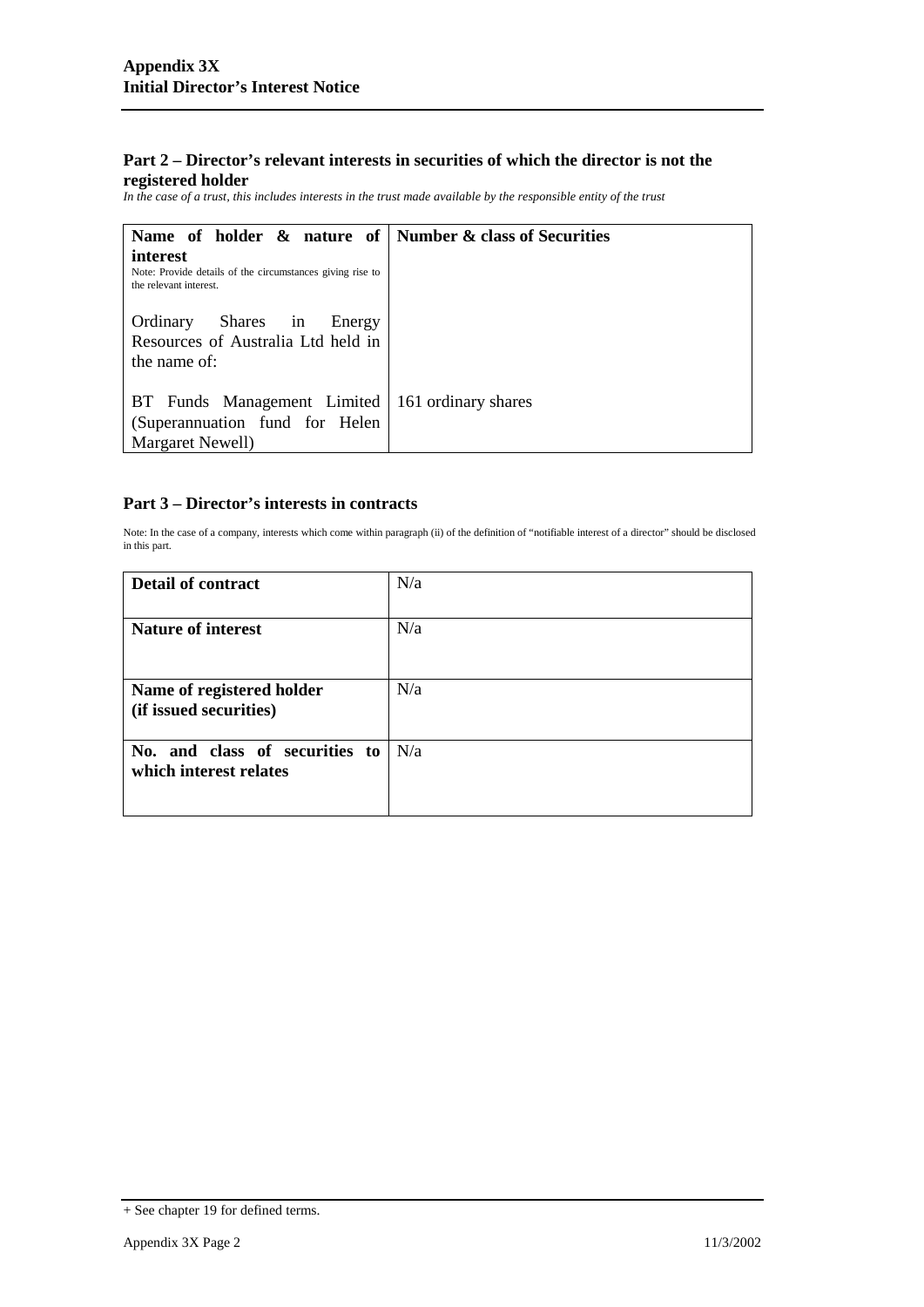## Part 2 – Director's relevant interests in securities of which the director is not the registered holder

*In the case of a trust, this includes interests in the trust made available by the responsible entity of the trust*

| **Name of holder & nature of interest**<br>Note: Provide details of the circumstances giving rise to the relevant interest. | **Number & class of Securities** |
|---|---|
| Ordinary Shares in Energy Resources of Australia Ltd held in the name of: | |
| BT Funds Management Limited (Superannuation fund for Helen Margaret Newell) | 161 ordinary shares |

## Part 3 – Director's interests in contracts

Note: In the case of a company, interests which come within paragraph (ii) of the definition of "notifiable interest of a director" should be disclosed in this part.

| | |
|---|---|
| **Detail of contract** | N/a |
| **Nature of interest** | N/a |
| **Name of registered holder (if issued securities)** | N/a |
| **No. and class of securities to which interest relates** | N/a |

+ See chapter 19 for defined terms.